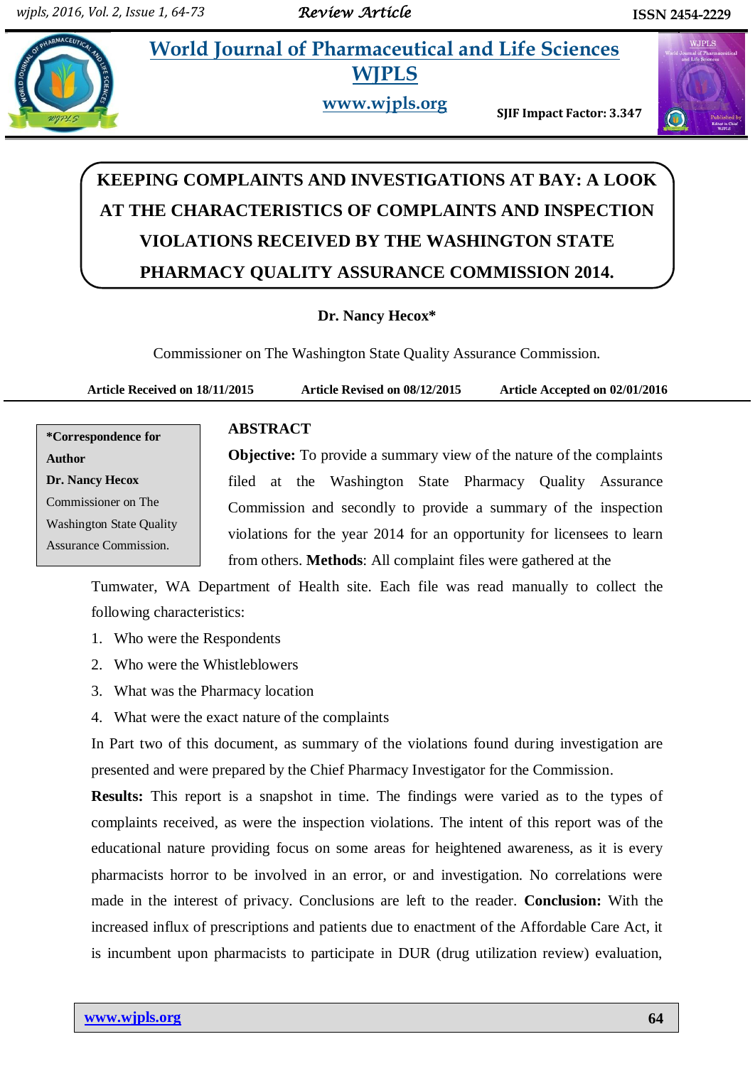# KEEPING COMPLAINTS AND INVESTIGATIONS AT BAY: A LOOK AT THE CHARACTERISTICS OF COMPLAINTS AND INSPECTION VIOLATIONS RECEIVED BY THE WASHINGTON STATE PHARMACY QUALITY ASSURANCE COMMISSION 2014.

**Dr. Nancy Hecox\***

Commissioner on The Washington State Quality Assurance Commission.

**Article Received on 18/11/2015** **Article Revised on 08/12/2015** **Article Accepted on 02/01/2016**

**\*Correspondence for Author**
**Dr. Nancy Hecox**
Commissioner on The Washington State Quality Assurance Commission.

## ABSTRACT

**Objective:** To provide a summary view of the nature of the complaints filed at the Washington State Pharmacy Quality Assurance Commission and secondly to provide a summary of the inspection violations for the year 2014 for an opportunity for licensees to learn from others. **Methods**: All complaint files were gathered at the Tumwater, WA Department of Health site. Each file was read manually to collect the following characteristics:

1. Who were the Respondents
2. Who were the Whistleblowers
3. What was the Pharmacy location
4. What were the exact nature of the complaints

In Part two of this document, as summary of the violations found during investigation are presented and were prepared by the Chief Pharmacy Investigator for the Commission.

**Results:** This report is a snapshot in time. The findings were varied as to the types of complaints received, as were the inspection violations. The intent of this report was of the educational nature providing focus on some areas for heightened awareness, as it is every pharmacists horror to be involved in an error, or and investigation. No correlations were made in the interest of privacy. Conclusions are left to the reader. **Conclusion:** With the increased influx of prescriptions and patients due to enactment of the Affordable Care Act, it is incumbent upon pharmacists to participate in DUR (drug utilization review) evaluation,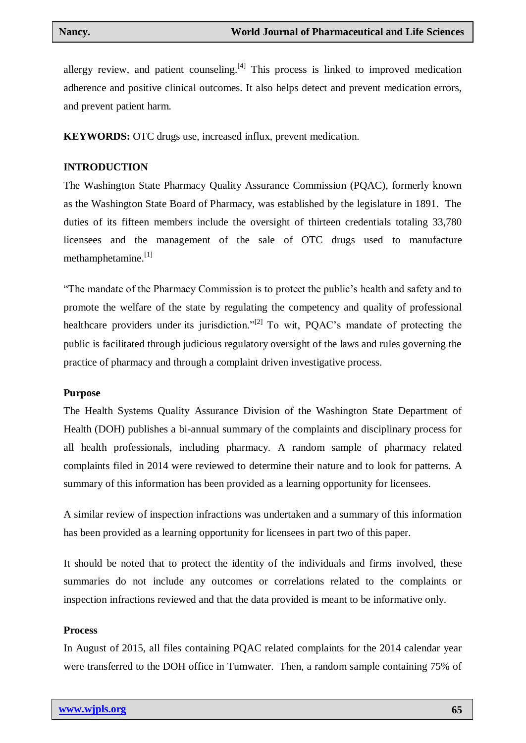allergy review, and patient counseling.[4] This process is linked to improved medication adherence and positive clinical outcomes. It also helps detect and prevent medication errors, and prevent patient harm.

**KEYWORDS:** OTC drugs use, increased influx, prevent medication.

## INTRODUCTION

The Washington State Pharmacy Quality Assurance Commission (PQAC), formerly known as the Washington State Board of Pharmacy, was established by the legislature in 1891. The duties of its fifteen members include the oversight of thirteen credentials totaling 33,780 licensees and the management of the sale of OTC drugs used to manufacture methamphetamine.[1]

"The mandate of the Pharmacy Commission is to protect the public's health and safety and to promote the welfare of the state by regulating the competency and quality of professional healthcare providers under its jurisdiction."[2] To wit, PQAC's mandate of protecting the public is facilitated through judicious regulatory oversight of the laws and rules governing the practice of pharmacy and through a complaint driven investigative process.

### Purpose

The Health Systems Quality Assurance Division of the Washington State Department of Health (DOH) publishes a bi-annual summary of the complaints and disciplinary process for all health professionals, including pharmacy. A random sample of pharmacy related complaints filed in 2014 were reviewed to determine their nature and to look for patterns. A summary of this information has been provided as a learning opportunity for licensees.

A similar review of inspection infractions was undertaken and a summary of this information has been provided as a learning opportunity for licensees in part two of this paper.

It should be noted that to protect the identity of the individuals and firms involved, these summaries do not include any outcomes or correlations related to the complaints or inspection infractions reviewed and that the data provided is meant to be informative only.

### Process

In August of 2015, all files containing PQAC related complaints for the 2014 calendar year were transferred to the DOH office in Tumwater. Then, a random sample containing 75% of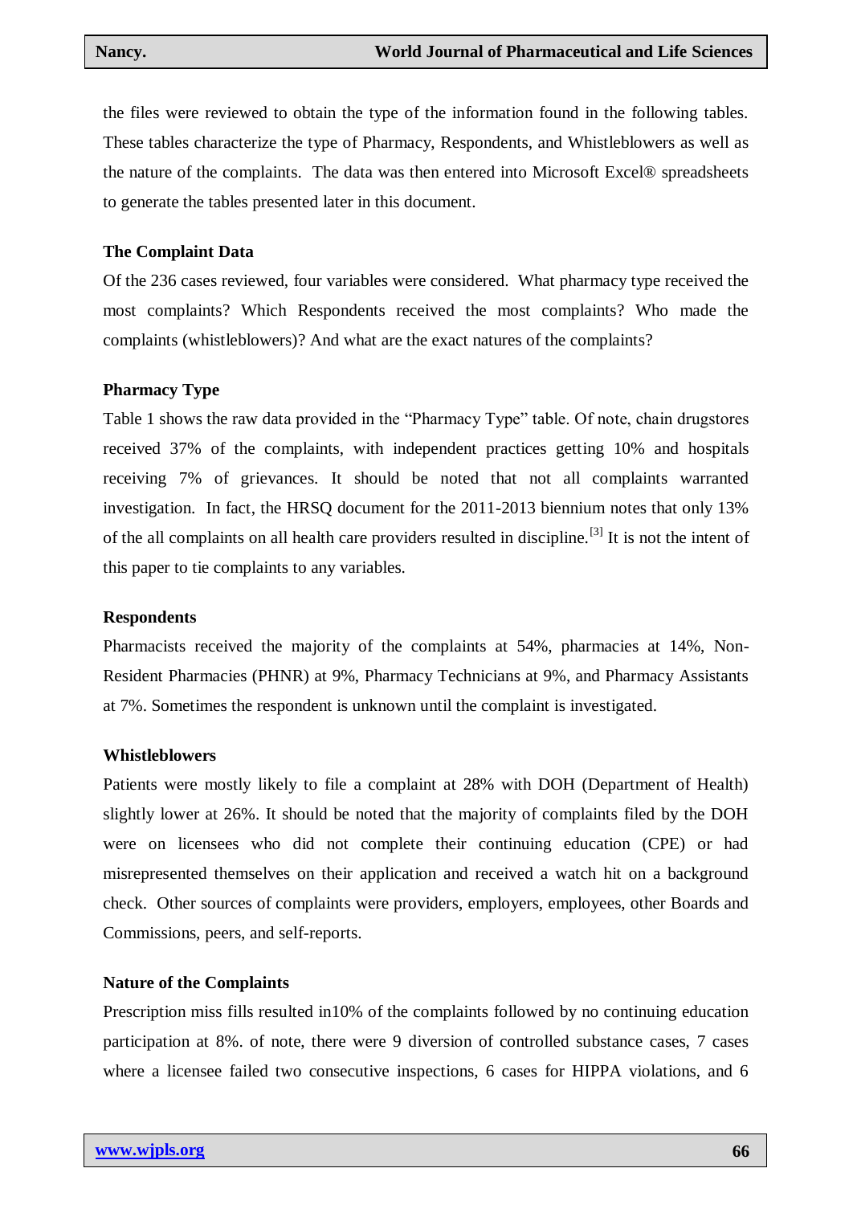the files were reviewed to obtain the type of the information found in the following tables. These tables characterize the type of Pharmacy, Respondents, and Whistleblowers as well as the nature of the complaints. The data was then entered into Microsoft Excel® spreadsheets to generate the tables presented later in this document.

**The Complaint Data**

Of the 236 cases reviewed, four variables were considered. What pharmacy type received the most complaints? Which Respondents received the most complaints? Who made the complaints (whistleblowers)? And what are the exact natures of the complaints?

**Pharmacy Type**

Table 1 shows the raw data provided in the "Pharmacy Type" table. Of note, chain drugstores received 37% of the complaints, with independent practices getting 10% and hospitals receiving 7% of grievances. It should be noted that not all complaints warranted investigation. In fact, the HRSQ document for the 2011-2013 biennium notes that only 13% of the all complaints on all health care providers resulted in discipline.[3] It is not the intent of this paper to tie complaints to any variables.

**Respondents**

Pharmacists received the majority of the complaints at 54%, pharmacies at 14%, Non-Resident Pharmacies (PHNR) at 9%, Pharmacy Technicians at 9%, and Pharmacy Assistants at 7%. Sometimes the respondent is unknown until the complaint is investigated.

**Whistleblowers**

Patients were mostly likely to file a complaint at 28% with DOH (Department of Health) slightly lower at 26%. It should be noted that the majority of complaints filed by the DOH were on licensees who did not complete their continuing education (CPE) or had misrepresented themselves on their application and received a watch hit on a background check. Other sources of complaints were providers, employers, employees, other Boards and Commissions, peers, and self-reports.

**Nature of the Complaints**

Prescription miss fills resulted in10% of the complaints followed by no continuing education participation at 8%. of note, there were 9 diversion of controlled substance cases, 7 cases where a licensee failed two consecutive inspections, 6 cases for HIPPA violations, and 6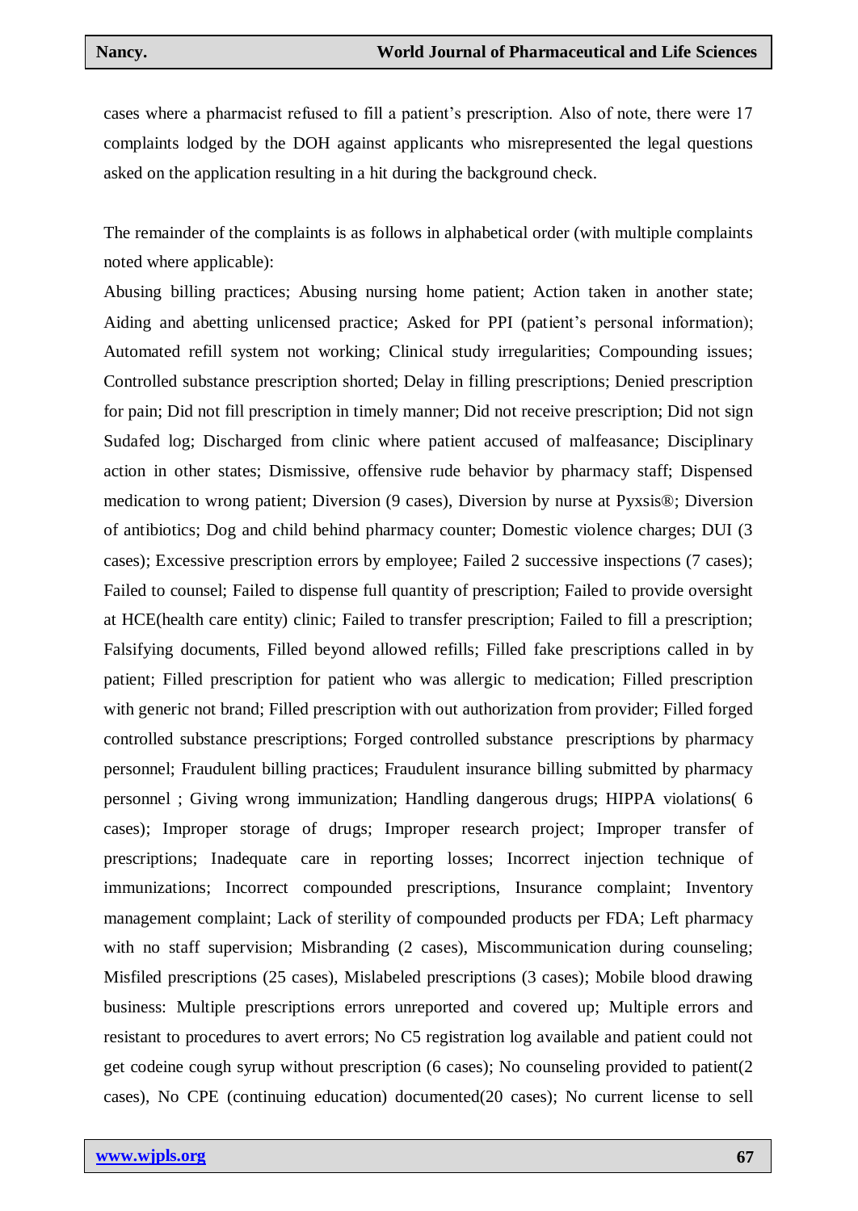cases where a pharmacist refused to fill a patient's prescription. Also of note, there were 17 complaints lodged by the DOH against applicants who misrepresented the legal questions asked on the application resulting in a hit during the background check.

The remainder of the complaints is as follows in alphabetical order (with multiple complaints noted where applicable):

Abusing billing practices; Abusing nursing home patient; Action taken in another state; Aiding and abetting unlicensed practice; Asked for PPI (patient's personal information); Automated refill system not working; Clinical study irregularities; Compounding issues; Controlled substance prescription shorted; Delay in filling prescriptions; Denied prescription for pain; Did not fill prescription in timely manner; Did not receive prescription; Did not sign Sudafed log; Discharged from clinic where patient accused of malfeasance; Disciplinary action in other states; Dismissive, offensive rude behavior by pharmacy staff; Dispensed medication to wrong patient; Diversion (9 cases), Diversion by nurse at Pyxsis®; Diversion of antibiotics; Dog and child behind pharmacy counter; Domestic violence charges; DUI (3 cases); Excessive prescription errors by employee; Failed 2 successive inspections (7 cases); Failed to counsel; Failed to dispense full quantity of prescription; Failed to provide oversight at HCE(health care entity) clinic; Failed to transfer prescription; Failed to fill a prescription; Falsifying documents, Filled beyond allowed refills; Filled fake prescriptions called in by patient; Filled prescription for patient who was allergic to medication; Filled prescription with generic not brand; Filled prescription with out authorization from provider; Filled forged controlled substance prescriptions; Forged controlled substance prescriptions by pharmacy personnel; Fraudulent billing practices; Fraudulent insurance billing submitted by pharmacy personnel ; Giving wrong immunization; Handling dangerous drugs; HIPPA violations( 6 cases); Improper storage of drugs; Improper research project; Improper transfer of prescriptions; Inadequate care in reporting losses; Incorrect injection technique of immunizations; Incorrect compounded prescriptions, Insurance complaint; Inventory management complaint; Lack of sterility of compounded products per FDA; Left pharmacy with no staff supervision; Misbranding (2 cases), Miscommunication during counseling; Misfiled prescriptions (25 cases), Mislabeled prescriptions (3 cases); Mobile blood drawing business: Multiple prescriptions errors unreported and covered up; Multiple errors and resistant to procedures to avert errors; No C5 registration log available and patient could not get codeine cough syrup without prescription (6 cases); No counseling provided to patient(2 cases), No CPE (continuing education) documented(20 cases); No current license to sell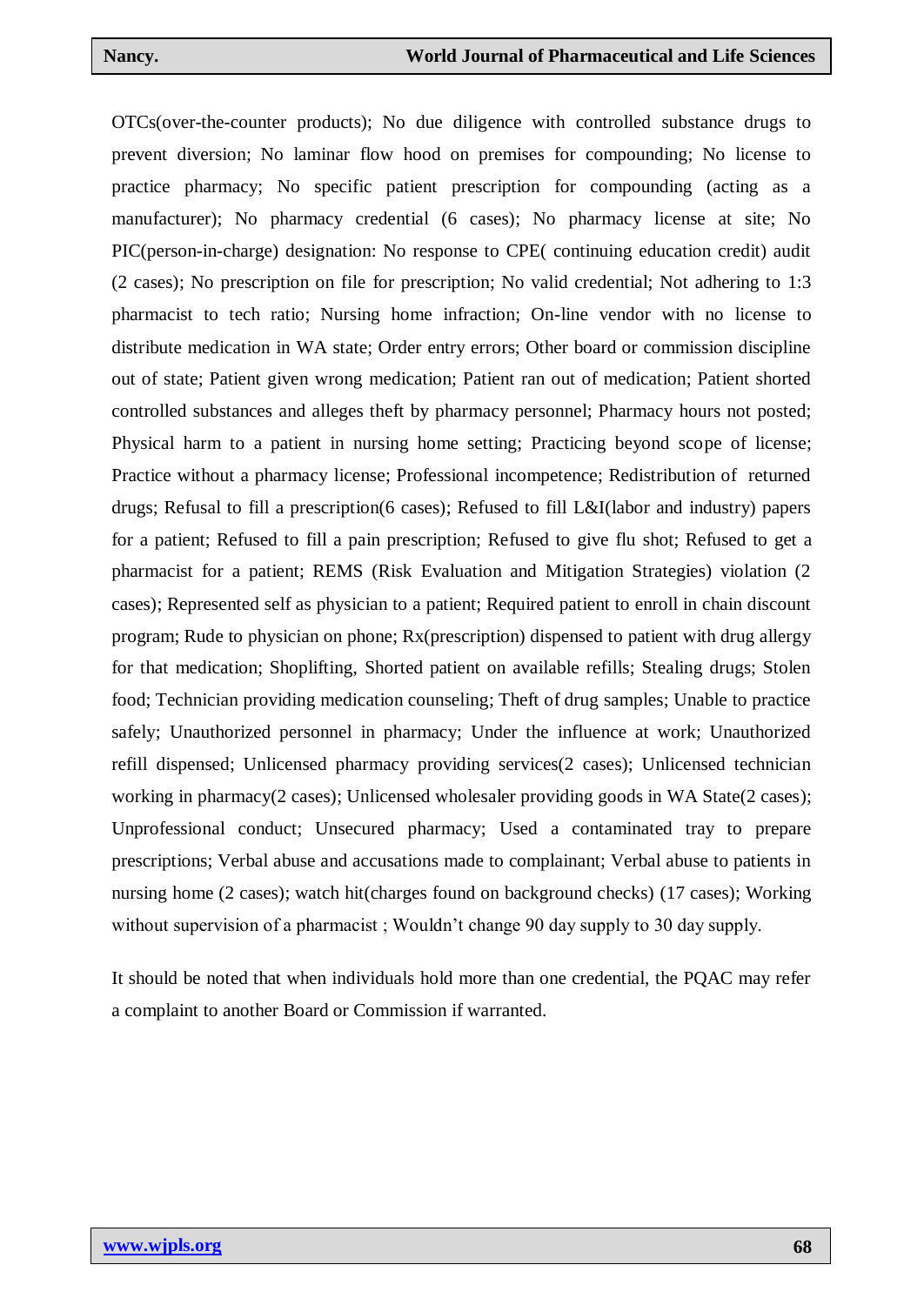OTCs(over-the-counter products); No due diligence with controlled substance drugs to prevent diversion; No laminar flow hood on premises for compounding; No license to practice pharmacy; No specific patient prescription for compounding (acting as a manufacturer); No pharmacy credential (6 cases); No pharmacy license at site; No PIC(person-in-charge) designation: No response to CPE( continuing education credit) audit (2 cases); No prescription on file for prescription; No valid credential; Not adhering to 1:3 pharmacist to tech ratio; Nursing home infraction; On-line vendor with no license to distribute medication in WA state; Order entry errors; Other board or commission discipline out of state; Patient given wrong medication; Patient ran out of medication; Patient shorted controlled substances and alleges theft by pharmacy personnel; Pharmacy hours not posted; Physical harm to a patient in nursing home setting; Practicing beyond scope of license; Practice without a pharmacy license; Professional incompetence; Redistribution of returned drugs; Refusal to fill a prescription(6 cases); Refused to fill L&I(labor and industry) papers for a patient; Refused to fill a pain prescription; Refused to give flu shot; Refused to get a pharmacist for a patient; REMS (Risk Evaluation and Mitigation Strategies) violation (2 cases); Represented self as physician to a patient; Required patient to enroll in chain discount program; Rude to physician on phone; Rx(prescription) dispensed to patient with drug allergy for that medication; Shoplifting, Shorted patient on available refills; Stealing drugs; Stolen food; Technician providing medication counseling; Theft of drug samples; Unable to practice safely; Unauthorized personnel in pharmacy; Under the influence at work; Unauthorized refill dispensed; Unlicensed pharmacy providing services(2 cases); Unlicensed technician working in pharmacy(2 cases); Unlicensed wholesaler providing goods in WA State(2 cases); Unprofessional conduct; Unsecured pharmacy; Used a contaminated tray to prepare prescriptions; Verbal abuse and accusations made to complainant; Verbal abuse to patients in nursing home (2 cases); watch hit(charges found on background checks) (17 cases); Working without supervision of a pharmacist ; Wouldn't change 90 day supply to 30 day supply.

It should be noted that when individuals hold more than one credential, the PQAC may refer a complaint to another Board or Commission if warranted.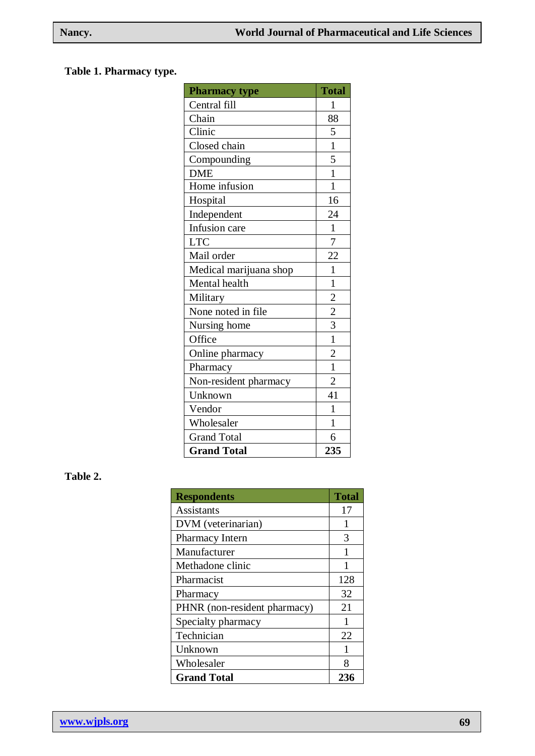**Table 1. Pharmacy type.**

| Pharmacy type | Total |
|---|---|
| Central fill | 1 |
| Chain | 88 |
| Clinic | 5 |
| Closed chain | 1 |
| Compounding | 5 |
| DME | 1 |
| Home infusion | 1 |
| Hospital | 16 |
| Independent | 24 |
| Infusion care | 1 |
| LTC | 7 |
| Mail order | 22 |
| Medical marijuana shop | 1 |
| Mental health | 1 |
| Military | 2 |
| None noted in file | 2 |
| Nursing home | 3 |
| Office | 1 |
| Online pharmacy | 2 |
| Pharmacy | 1 |
| Non-resident pharmacy | 2 |
| Unknown | 41 |
| Vendor | 1 |
| Wholesaler | 1 |
| Grand Total | 6 |
| **Grand Total** | **235** |

**Table 2.**

| Respondents | Total |
|---|---|
| Assistants | 17 |
| DVM (veterinarian) | 1 |
| Pharmacy Intern | 3 |
| Manufacturer | 1 |
| Methadone clinic | 1 |
| Pharmacist | 128 |
| Pharmacy | 32 |
| PHNR (non-resident pharmacy) | 21 |
| Specialty pharmacy | 1 |
| Technician | 22 |
| Unknown | 1 |
| Wholesaler | 8 |
| **Grand Total** | **236** |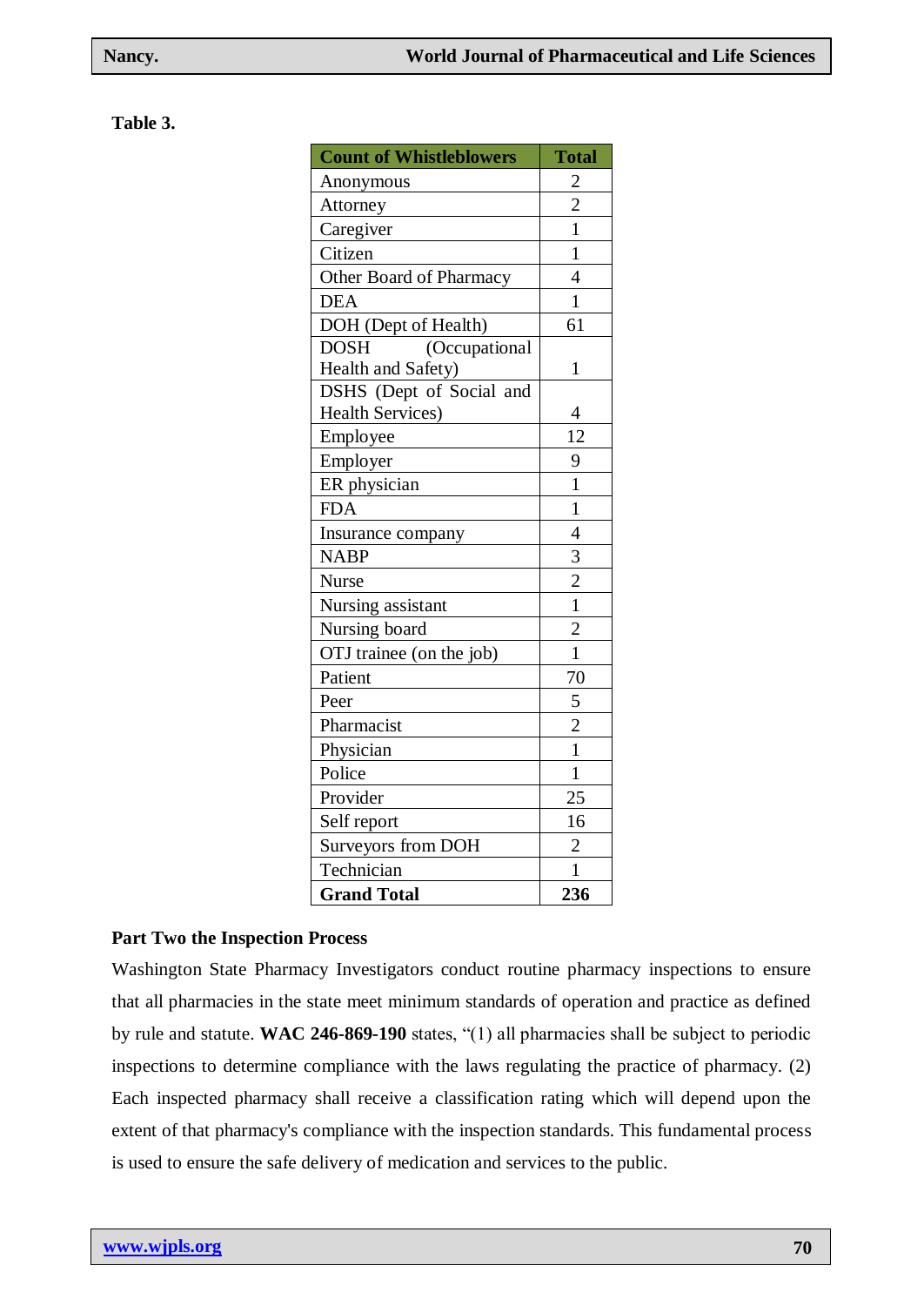**Table 3.**

| Count of Whistleblowers | Total |
|---|---|
| Anonymous | 2 |
| Attorney | 2 |
| Caregiver | 1 |
| Citizen | 1 |
| Other Board of Pharmacy | 4 |
| DEA | 1 |
| DOH (Dept of Health) | 61 |
| DOSH (Occupational Health and Safety) | 1 |
| DSHS (Dept of Social and Health Services) | 4 |
| Employee | 12 |
| Employer | 9 |
| ER physician | 1 |
| FDA | 1 |
| Insurance company | 4 |
| NABP | 3 |
| Nurse | 2 |
| Nursing assistant | 1 |
| Nursing board | 2 |
| OTJ trainee (on the job) | 1 |
| Patient | 70 |
| Peer | 5 |
| Pharmacist | 2 |
| Physician | 1 |
| Police | 1 |
| Provider | 25 |
| Self report | 16 |
| Surveyors from DOH | 2 |
| Technician | 1 |
| **Grand Total** | **236** |

**Part Two the Inspection Process**

Washington State Pharmacy Investigators conduct routine pharmacy inspections to ensure that all pharmacies in the state meet minimum standards of operation and practice as defined by rule and statute. **WAC 246-869-190** states, "(1) all pharmacies shall be subject to periodic inspections to determine compliance with the laws regulating the practice of pharmacy. (2) Each inspected pharmacy shall receive a classification rating which will depend upon the extent of that pharmacy's compliance with the inspection standards. This fundamental process is used to ensure the safe delivery of medication and services to the public.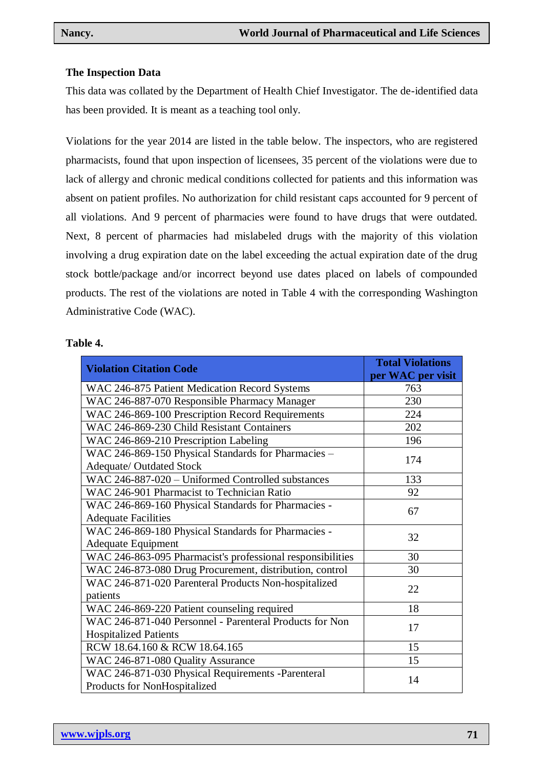**The Inspection Data**

This data was collated by the Department of Health Chief Investigator. The de-identified data has been provided. It is meant as a teaching tool only.

Violations for the year 2014 are listed in the table below. The inspectors, who are registered pharmacists, found that upon inspection of licensees, 35 percent of the violations were due to lack of allergy and chronic medical conditions collected for patients and this information was absent on patient profiles. No authorization for child resistant caps accounted for 9 percent of all violations. And 9 percent of pharmacies were found to have drugs that were outdated. Next, 8 percent of pharmacies had mislabeled drugs with the majority of this violation involving a drug expiration date on the label exceeding the actual expiration date of the drug stock bottle/package and/or incorrect beyond use dates placed on labels of compounded products. The rest of the violations are noted in Table 4 with the corresponding Washington Administrative Code (WAC).

**Table 4.**

| Violation Citation Code | Total Violations per WAC per visit |
|---|---|
| WAC 246-875 Patient Medication Record Systems | 763 |
| WAC 246-887-070 Responsible Pharmacy Manager | 230 |
| WAC 246-869-100 Prescription Record Requirements | 224 |
| WAC 246-869-230 Child Resistant Containers | 202 |
| WAC 246-869-210 Prescription Labeling | 196 |
| WAC 246-869-150 Physical Standards for Pharmacies – Adequate/ Outdated Stock | 174 |
| WAC 246-887-020 – Uniformed Controlled substances | 133 |
| WAC 246-901 Pharmacist to Technician Ratio | 92 |
| WAC 246-869-160 Physical Standards for Pharmacies - Adequate Facilities | 67 |
| WAC 246-869-180 Physical Standards for Pharmacies - Adequate Equipment | 32 |
| WAC 246-863-095 Pharmacist's professional responsibilities | 30 |
| WAC 246-873-080 Drug Procurement, distribution, control | 30 |
| WAC 246-871-020 Parenteral Products Non-hospitalized patients | 22 |
| WAC 246-869-220 Patient counseling required | 18 |
| WAC 246-871-040 Personnel - Parenteral Products for Non Hospitalized Patients | 17 |
| RCW 18.64.160 & RCW 18.64.165 | 15 |
| WAC 246-871-080 Quality Assurance | 15 |
| WAC 246-871-030 Physical Requirements -Parenteral Products for NonHospitalized | 14 |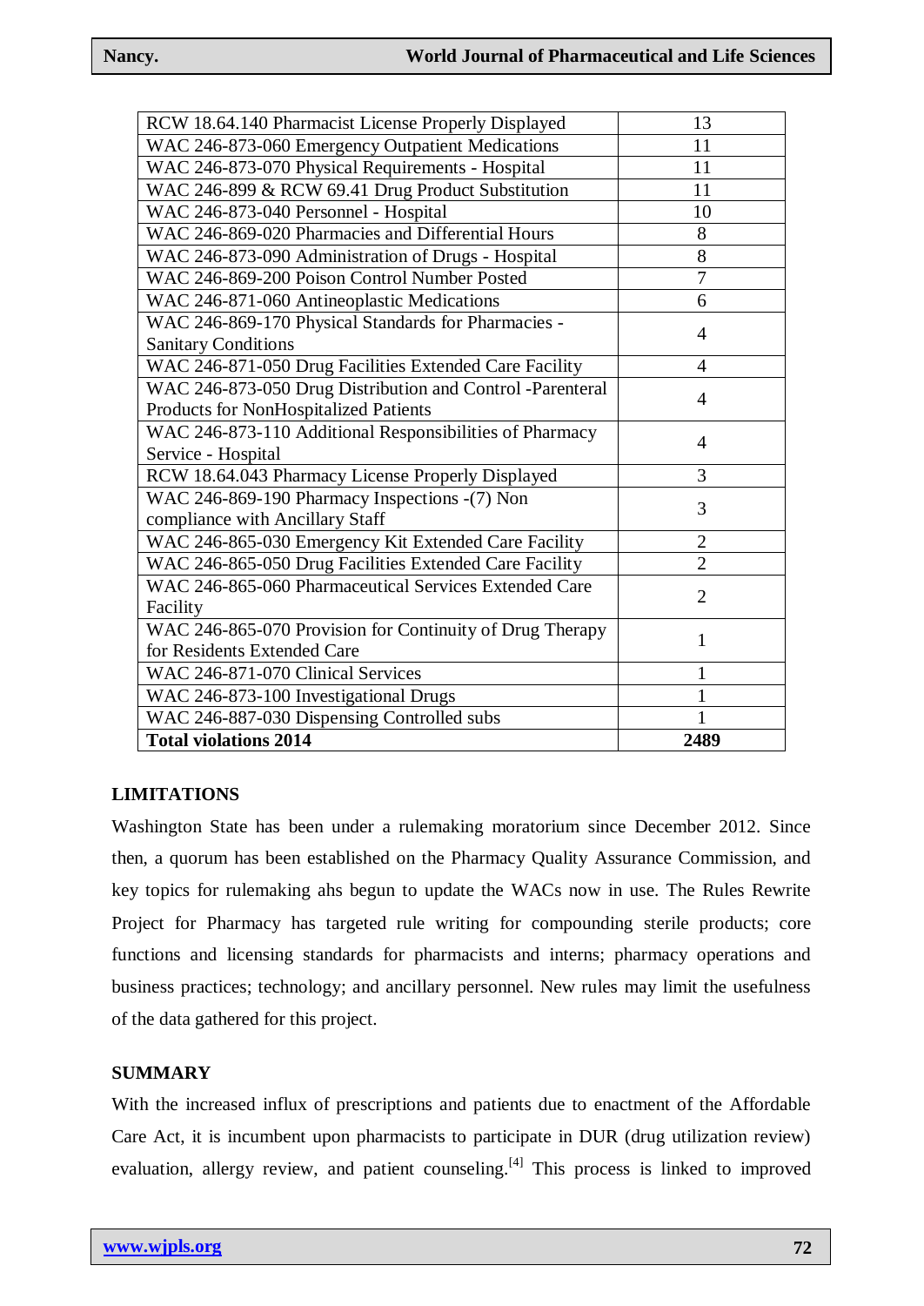| RCW 18.64.140 Pharmacist License Properly Displayed | 13 |
|---|---|
| WAC 246-873-060 Emergency Outpatient Medications | 11 |
| WAC 246-873-070 Physical Requirements - Hospital | 11 |
| WAC 246-899 & RCW 69.41 Drug Product Substitution | 11 |
| WAC 246-873-040 Personnel - Hospital | 10 |
| WAC 246-869-020 Pharmacies and Differential Hours | 8 |
| WAC 246-873-090 Administration of Drugs - Hospital | 8 |
| WAC 246-869-200 Poison Control Number Posted | 7 |
| WAC 246-871-060 Antineoplastic Medications | 6 |
| WAC 246-869-170 Physical Standards for Pharmacies - Sanitary Conditions | 4 |
| WAC 246-871-050 Drug Facilities Extended Care Facility | 4 |
| WAC 246-873-050 Drug Distribution and Control -Parenteral Products for NonHospitalized Patients | 4 |
| WAC 246-873-110 Additional Responsibilities of Pharmacy Service - Hospital | 4 |
| RCW 18.64.043 Pharmacy License Properly Displayed | 3 |
| WAC 246-869-190 Pharmacy Inspections -(7) Non compliance with Ancillary Staff | 3 |
| WAC 246-865-030 Emergency Kit Extended Care Facility | 2 |
| WAC 246-865-050 Drug Facilities Extended Care Facility | 2 |
| WAC 246-865-060 Pharmaceutical Services Extended Care Facility | 2 |
| WAC 246-865-070 Provision for Continuity of Drug Therapy for Residents Extended Care | 1 |
| WAC 246-871-070 Clinical Services | 1 |
| WAC 246-873-100 Investigational Drugs | 1 |
| WAC 246-887-030 Dispensing Controlled subs | 1 |
| **Total violations 2014** | **2489** |

## LIMITATIONS

Washington State has been under a rulemaking moratorium since December 2012. Since then, a quorum has been established on the Pharmacy Quality Assurance Commission, and key topics for rulemaking ahs begun to update the WACs now in use. The Rules Rewrite Project for Pharmacy has targeted rule writing for compounding sterile products; core functions and licensing standards for pharmacists and interns; pharmacy operations and business practices; technology; and ancillary personnel. New rules may limit the usefulness of the data gathered for this project.

## SUMMARY

With the increased influx of prescriptions and patients due to enactment of the Affordable Care Act, it is incumbent upon pharmacists to participate in DUR (drug utilization review) evaluation, allergy review, and patient counseling.[4] This process is linked to improved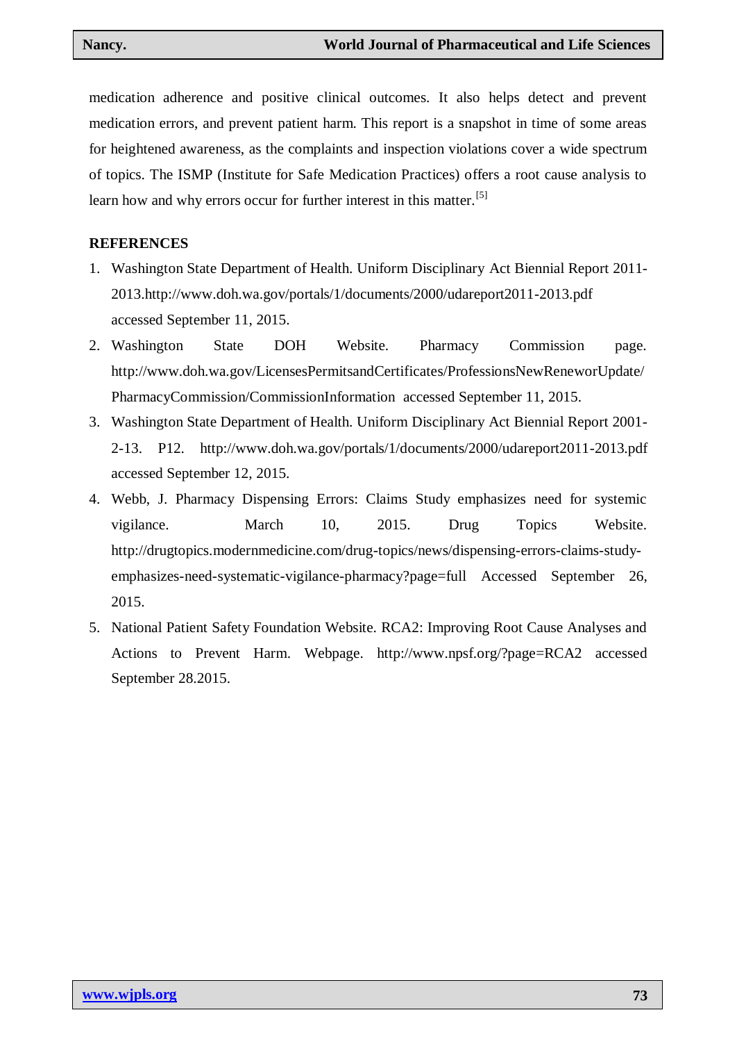medication adherence and positive clinical outcomes. It also helps detect and prevent medication errors, and prevent patient harm. This report is a snapshot in time of some areas for heightened awareness, as the complaints and inspection violations cover a wide spectrum of topics. The ISMP (Institute for Safe Medication Practices) offers a root cause analysis to learn how and why errors occur for further interest in this matter.[5]

## REFERENCES

1. Washington State Department of Health. Uniform Disciplinary Act Biennial Report 2011-2013.http://www.doh.wa.gov/portals/1/documents/2000/udareport2011-2013.pdf accessed September 11, 2015.
2. Washington State DOH Website. Pharmacy Commission page. http://www.doh.wa.gov/LicensesPermitsandCertificates/ProfessionsNewReneworUpdate/PharmacyCommission/CommissionInformation accessed September 11, 2015.
3. Washington State Department of Health. Uniform Disciplinary Act Biennial Report 2001-2-13. P12. http://www.doh.wa.gov/portals/1/documents/2000/udareport2011-2013.pdf accessed September 12, 2015.
4. Webb, J. Pharmacy Dispensing Errors: Claims Study emphasizes need for systemic vigilance. March 10, 2015. Drug Topics Website. http://drugtopics.modernmedicine.com/drug-topics/news/dispensing-errors-claims-study-emphasizes-need-systematic-vigilance-pharmacy?page=full Accessed September 26, 2015.
5. National Patient Safety Foundation Website. RCA2: Improving Root Cause Analyses and Actions to Prevent Harm. Webpage. http://www.npsf.org/?page=RCA2 accessed September 28.2015.